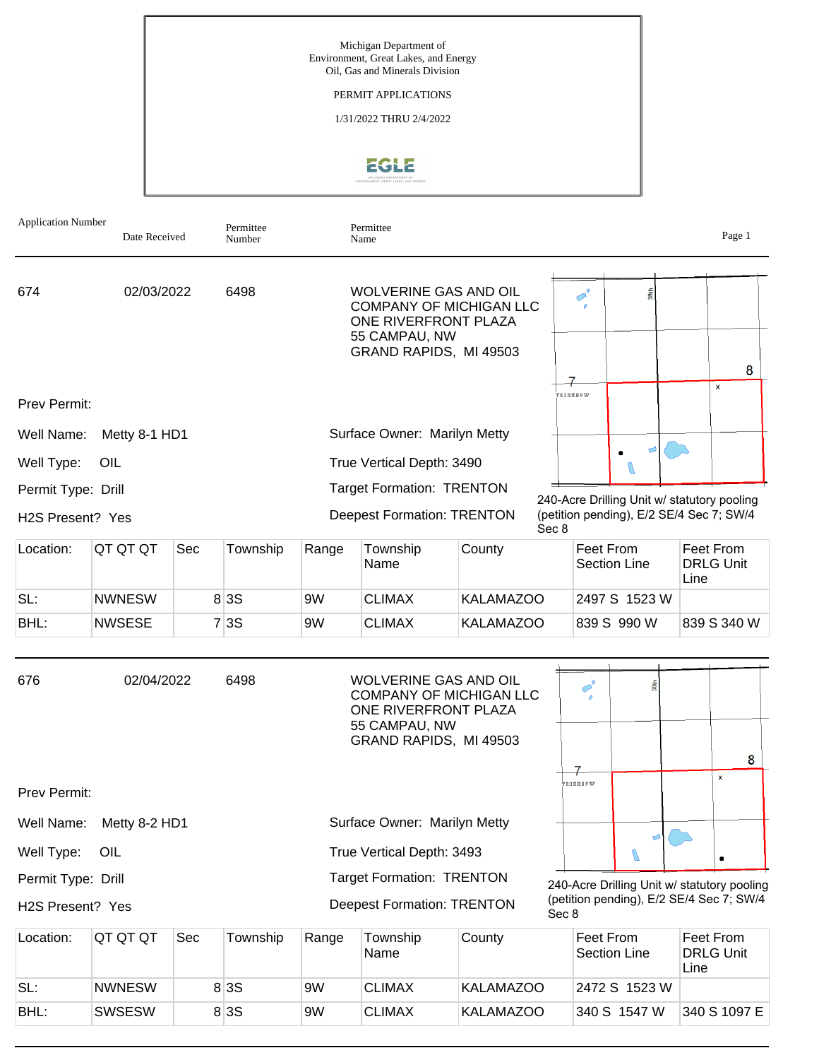Michigan Department of
Environment, Great Lakes, and Energy
Oil, Gas and Minerals Division

PERMIT APPLICATIONS

1/31/2022 THRU 2/4/2022

EGLE

| Application Number | Date Received | Permittee Number | Permittee Name |
|---|---|---|---|
| 674 | 02/03/2022 | 6498 | WOLVERINE GAS AND OIL COMPANY OF MICHIGAN LLC<br>ONE RIVERFRONT PLAZA<br>55 CAMPAU, NW<br>GRAND RAPIDS, MI 49503 |

Prev Permit:

Well Name: Metty 8-1 HD1

Well Type: OIL

Permit Type: Drill

H2S Present? Yes

Surface Owner: Marilyn Metty

True Vertical Depth: 3490

Target Formation: TRENTON

Deepest Formation: TRENTON

240-Acre Drilling Unit w/ statutory pooling (petition pending), E/2 SE/4 Sec 7; SW/4 Sec 8

| Location: | QT QT QT | Sec | Township | Range | Township Name | County | Feet From Section Line | Feet From DRLG Unit Line |
|---|---|---|---|---|---|---|---|---|
| SL: | NWNESW | 8 | 3S | 9W | CLIMAX | KALAMAZOO | 2497 S 1523 W | |
| BHL: | NWSESE | 7 | 3S | 9W | CLIMAX | KALAMAZOO | 839 S 990 W | 839 S 340 W |

| Application Number | Date Received | Permittee Number | Permittee Name |
|---|---|---|---|
| 676 | 02/04/2022 | 6498 | WOLVERINE GAS AND OIL COMPANY OF MICHIGAN LLC<br>ONE RIVERFRONT PLAZA<br>55 CAMPAU, NW<br>GRAND RAPIDS, MI 49503 |

Prev Permit:

Well Name: Metty 8-2 HD1

Well Type: OIL

Permit Type: Drill

H2S Present? Yes

Surface Owner: Marilyn Metty

True Vertical Depth: 3493

Target Formation: TRENTON

Deepest Formation: TRENTON

240-Acre Drilling Unit w/ statutory pooling (petition pending), E/2 SE/4 Sec 7; SW/4 Sec 8

| Location: | QT QT QT | Sec | Township | Range | Township Name | County | Feet From Section Line | Feet From DRLG Unit Line |
|---|---|---|---|---|---|---|---|---|
| SL: | NWNESW | 8 | 3S | 9W | CLIMAX | KALAMAZOO | 2472 S 1523 W | |
| BHL: | SWSESW | 8 | 3S | 9W | CLIMAX | KALAMAZOO | 340 S 1547 W | 340 S 1097 E |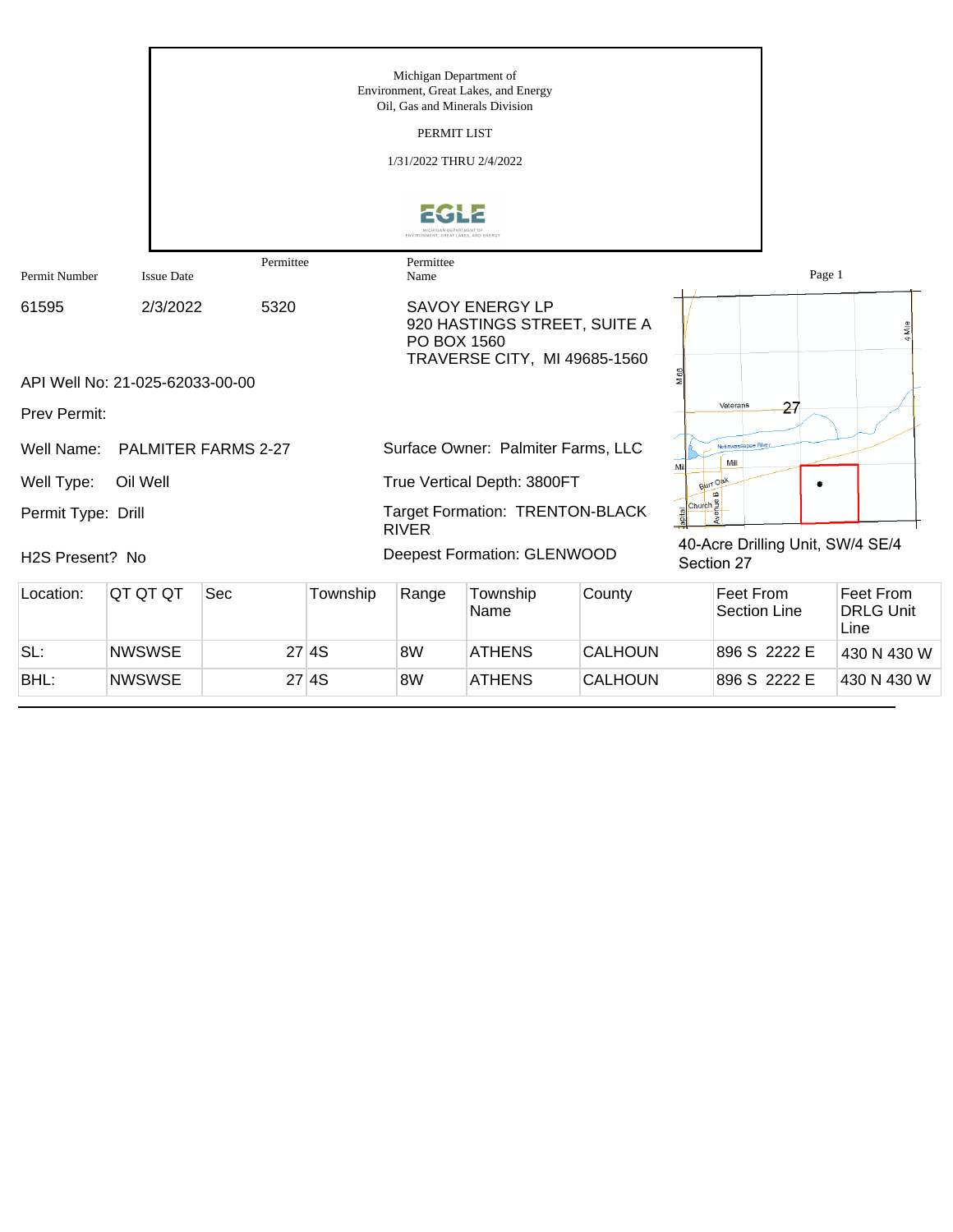Michigan Department of
Environment, Great Lakes, and Energy
Oil, Gas and Minerals Division

PERMIT LIST

1/31/2022 THRU 2/4/2022

| Permit Number | Issue Date | Permittee | Permittee Name |
|---|---|---|---|
| 61595 | 2/3/2022 | 5320 | SAVOY ENERGY LP<br>920 HASTINGS STREET, SUITE A<br>PO BOX 1560<br>TRAVERSE CITY, MI 49685-1560 |

API Well No: 21-025-62033-00-00

Prev Permit:

Well Name: PALMITER FARMS 2-27

Well Type: Oil Well

Permit Type: Drill

H2S Present? No

Surface Owner: Palmiter Farms, LLC

True Vertical Depth: 3800FT

Target Formation: TRENTON-BLACK RIVER

Deepest Formation: GLENWOOD

40-Acre Drilling Unit, SW/4 SE/4 Section 27

| Location: | QT QT QT | Sec | Township | Range | Township Name | County | Feet From Section Line | Feet From DRLG Unit Line |
|---|---|---|---|---|---|---|---|---|
| SL: | NWSWSE | 27 | 4S | 8W | ATHENS | CALHOUN | 896 S 2222 E | 430 N 430 W |
| BHL: | NWSWSE | 27 | 4S | 8W | ATHENS | CALHOUN | 896 S 2222 E | 430 N 430 W |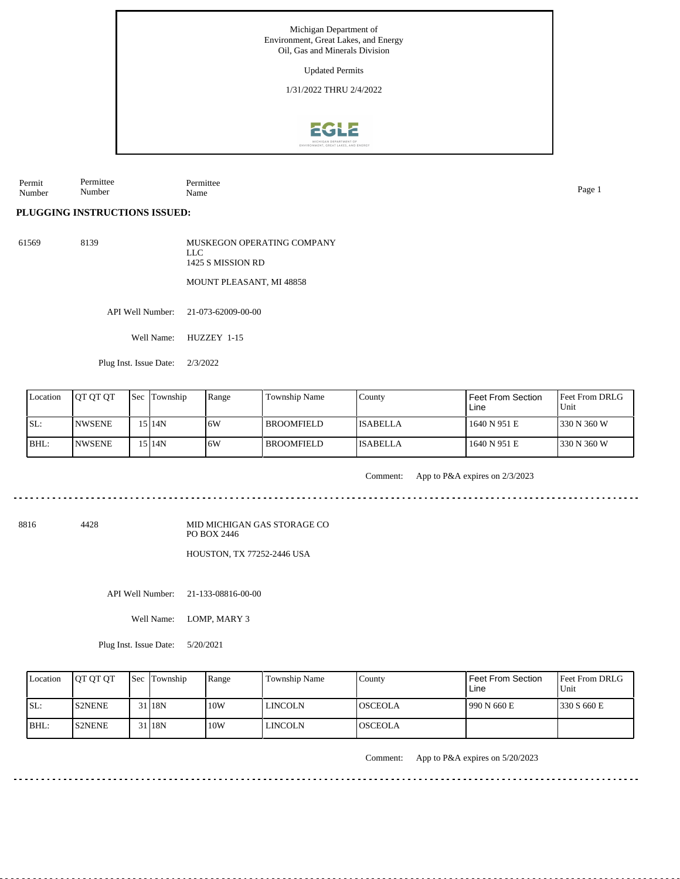Michigan Department of
Environment, Great Lakes, and Energy
Oil, Gas and Minerals Division

Updated Permits

1/31/2022 THRU 2/4/2022

| Permit Number | Permittee Number | Permittee Name |
|---|---|---|

## PLUGGING INSTRUCTIONS ISSUED:

61569 &nbsp;&nbsp; 8139 &nbsp;&nbsp; MUSKEGON OPERATING COMPANY LLC
1425 S MISSION RD

MOUNT PLEASANT, MI 48858

API Well Number: 21-073-62009-00-00

Well Name: HUZZEY 1-15

Plug Inst. Issue Date: 2/3/2022

| Location | QT QT QT | Sec | Township | Range | Township Name | County | Feet From Section Line | Feet From DRLG Unit |
|---|---|---|---|---|---|---|---|---|
| SL: | NWSENE | 15 | 14N | 6W | BROOMFIELD | ISABELLA | 1640 N 951 E | 330 N 360 W |
| BHL: | NWSENE | 15 | 14N | 6W | BROOMFIELD | ISABELLA | 1640 N 951 E | 330 N 360 W |

Comment: App to P&A expires on 2/3/2023

---

8816 &nbsp;&nbsp; 4428 &nbsp;&nbsp; MID MICHIGAN GAS STORAGE CO
PO BOX 2446

HOUSTON, TX 77252-2446 USA

API Well Number: 21-133-08816-00-00

Well Name: LOMP, MARY 3

Plug Inst. Issue Date: 5/20/2021

| Location | QT QT QT | Sec | Township | Range | Township Name | County | Feet From Section Line | Feet From DRLG Unit |
|---|---|---|---|---|---|---|---|---|
| SL: | S2NENE | 31 | 18N | 10W | LINCOLN | OSCEOLA | 990 N 660 E | 330 S 660 E |
| BHL: | S2NENE | 31 | 18N | 10W | LINCOLN | OSCEOLA | | |

Comment: App to P&A expires on 5/20/2023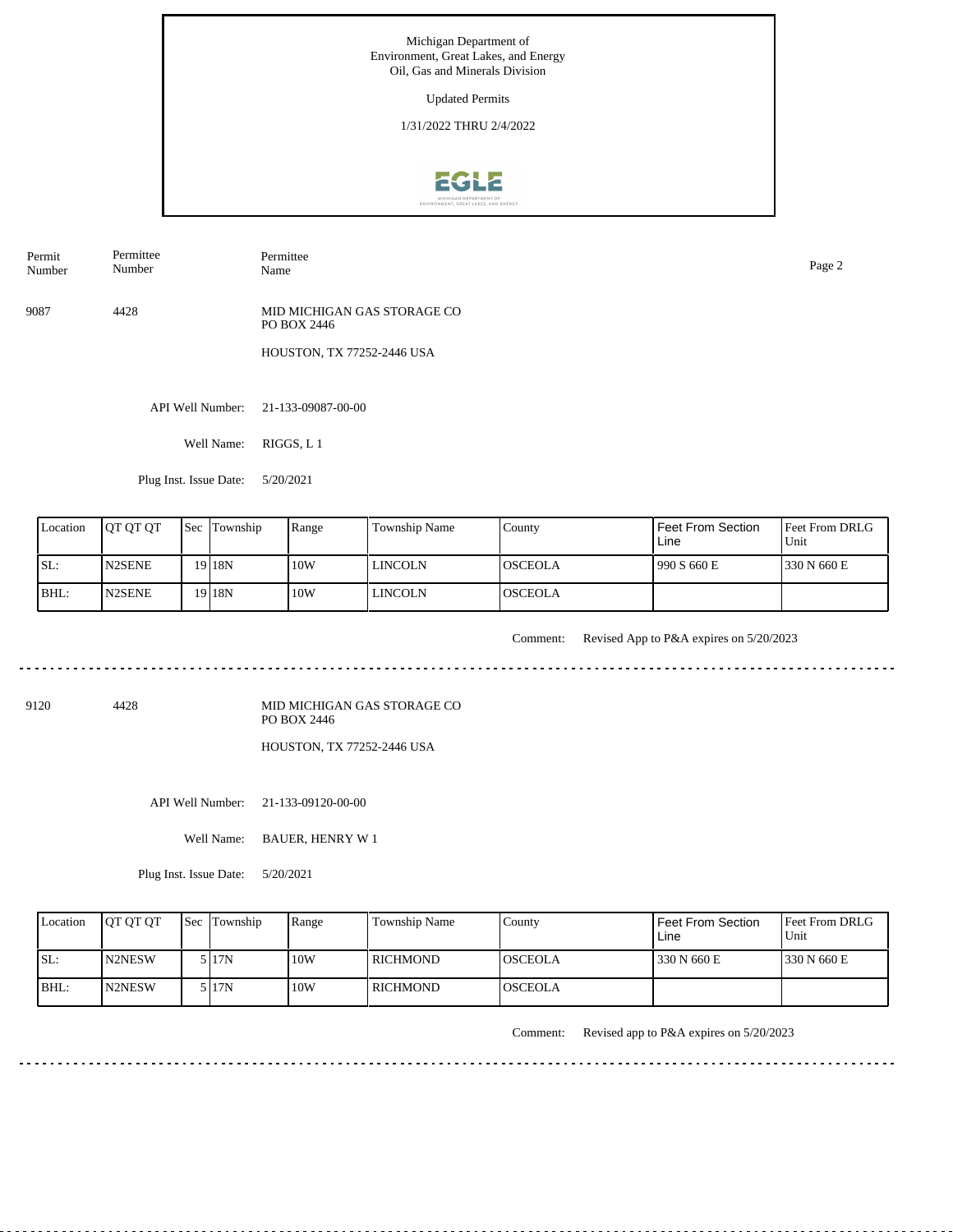Michigan Department of
Environment, Great Lakes, and Energy
Oil, Gas and Minerals Division

Updated Permits

1/31/2022 THRU 2/4/2022

| Permit Number | Permittee Number | Permittee Name |
|---|---|---|
| 9087 | 4428 | MID MICHIGAN GAS STORAGE CO<br>PO BOX 2446<br>HOUSTON, TX 77252-2446 USA |

API Well Number: 21-133-09087-00-00

Well Name: RIGGS, L 1

Plug Inst. Issue Date: 5/20/2021

| Location | QT QT QT | Sec | Township | Range | Township Name | County | Feet From Section Line | Feet From DRLG Unit |
|---|---|---|---|---|---|---|---|---|
| SL: | N2SENE | 19 | 18N | 10W | LINCOLN | OSCEOLA | 990 S 660 E | 330 N 660 E |
| BHL: | N2SENE | 19 | 18N | 10W | LINCOLN | OSCEOLA | | |

Comment: Revised App to P&A expires on 5/20/2023

---

| Permit Number | Permittee Number | Permittee Name |
|---|---|---|
| 9120 | 4428 | MID MICHIGAN GAS STORAGE CO<br>PO BOX 2446<br>HOUSTON, TX 77252-2446 USA |

API Well Number: 21-133-09120-00-00

Well Name: BAUER, HENRY W 1

Plug Inst. Issue Date: 5/20/2021

| Location | QT QT QT | Sec | Township | Range | Township Name | County | Feet From Section Line | Feet From DRLG Unit |
|---|---|---|---|---|---|---|---|---|
| SL: | N2NESW | 5 | 17N | 10W | RICHMOND | OSCEOLA | 330 N 660 E | 330 N 660 E |
| BHL: | N2NESW | 5 | 17N | 10W | RICHMOND | OSCEOLA | | |

Comment: Revised app to P&A expires on 5/20/2023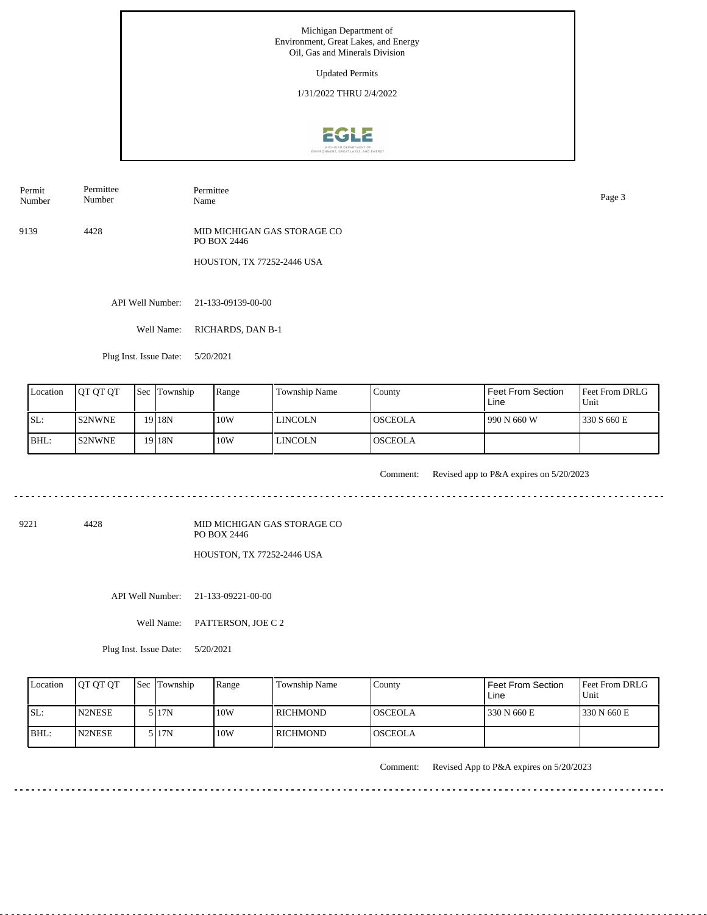Michigan Department of Environment, Great Lakes, and Energy
Oil, Gas and Minerals Division

Updated Permits

1/31/2022 THRU 2/4/2022

| Permit Number | Permittee Number | Permittee Name |
|---|---|---|

9139 4428 MID MICHIGAN GAS STORAGE CO
PO BOX 2446

HOUSTON, TX 77252-2446 USA

API Well Number: 21-133-09139-00-00

Well Name: RICHARDS, DAN B-1

Plug Inst. Issue Date: 5/20/2021

| Location | QT QT QT | Sec | Township | Range | Township Name | County | Feet From Section Line | Feet From DRLG Unit |
|---|---|---|---|---|---|---|---|---|
| SL: | S2NWNE | 19 | 18N | 10W | LINCOLN | OSCEOLA | 990 N 660 W | 330 S 660 E |
| BHL: | S2NWNE | 19 | 18N | 10W | LINCOLN | OSCEOLA | | |

Comment: Revised app to P&A expires on 5/20/2023

---

9221 4428 MID MICHIGAN GAS STORAGE CO
PO BOX 2446

HOUSTON, TX 77252-2446 USA

API Well Number: 21-133-09221-00-00

Well Name: PATTERSON, JOE C 2

Plug Inst. Issue Date: 5/20/2021

| Location | QT QT QT | Sec | Township | Range | Township Name | County | Feet From Section Line | Feet From DRLG Unit |
|---|---|---|---|---|---|---|---|---|
| SL: | N2NESE | 5 | 17N | 10W | RICHMOND | OSCEOLA | 330 N 660 E | 330 N 660 E |
| BHL: | N2NESE | 5 | 17N | 10W | RICHMOND | OSCEOLA | | |

Comment: Revised App to P&A expires on 5/20/2023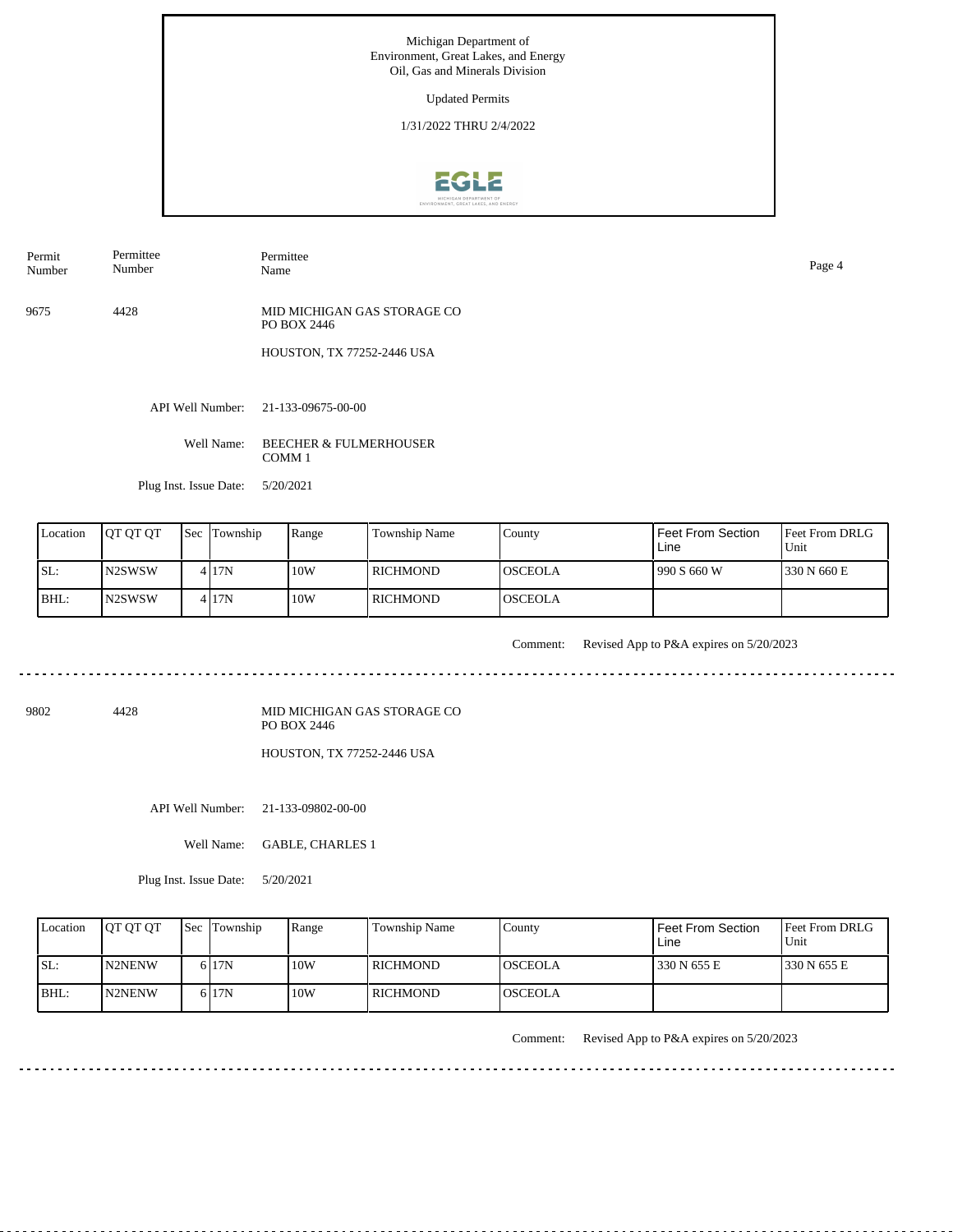Michigan Department of Environment, Great Lakes, and Energy
Oil, Gas and Minerals Division

Updated Permits

1/31/2022 THRU 2/4/2022

| Permit Number | Permittee Number | Permittee Name |
|---|---|---|
| 9675 | 4428 | MID MICHIGAN GAS STORAGE CO<br>PO BOX 2446<br>HOUSTON, TX 77252-2446 USA |

API Well Number: 21-133-09675-00-00

Well Name: BEECHER & FULMERHOUSER COMM 1

Plug Inst. Issue Date: 5/20/2021

| Location | QT QT QT | Sec | Township | Range | Township Name | County | Feet From Section Line | Feet From DRLG Unit |
|---|---|---|---|---|---|---|---|---|
| SL: | N2SWSW | 4 | 17N | 10W | RICHMOND | OSCEOLA | 990 S 660 W | 330 N 660 E |
| BHL: | N2SWSW | 4 | 17N | 10W | RICHMOND | OSCEOLA | | |

Comment: Revised App to P&A expires on 5/20/2023

---

| Permit Number | Permittee Number | Permittee Name |
|---|---|---|
| 9802 | 4428 | MID MICHIGAN GAS STORAGE CO<br>PO BOX 2446<br>HOUSTON, TX 77252-2446 USA |

API Well Number: 21-133-09802-00-00

Well Name: GABLE, CHARLES 1

Plug Inst. Issue Date: 5/20/2021

| Location | QT QT QT | Sec | Township | Range | Township Name | County | Feet From Section Line | Feet From DRLG Unit |
|---|---|---|---|---|---|---|---|---|
| SL: | N2NENW | 6 | 17N | 10W | RICHMOND | OSCEOLA | 330 N 655 E | 330 N 655 E |
| BHL: | N2NENW | 6 | 17N | 10W | RICHMOND | OSCEOLA | | |

Comment: Revised App to P&A expires on 5/20/2023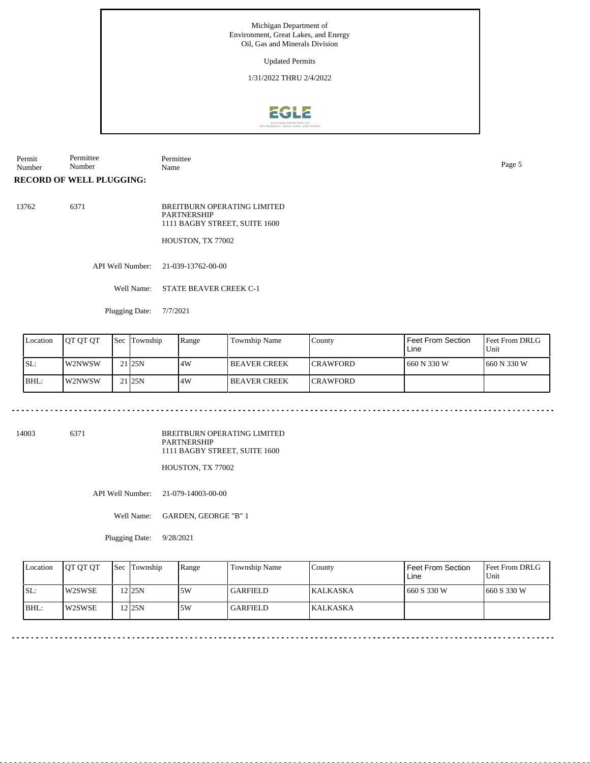Michigan Department of
Environment, Great Lakes, and Energy
Oil, Gas and Minerals Division

Updated Permits

1/31/2022 THRU 2/4/2022

| Permit Number | Permittee Number | Permittee Name |
|---|---|---|

**RECORD OF WELL PLUGGING:**

13762 6371

BREITBURN OPERATING LIMITED PARTNERSHIP
1111 BAGBY STREET, SUITE 1600

HOUSTON, TX 77002

API Well Number: 21-039-13762-00-00

Well Name: STATE BEAVER CREEK C-1

Plugging Date: 7/7/2021

| Location | QT QT QT | Sec | Township | Range | Township Name | County | Feet From Section Line | Feet From DRLG Unit |
|---|---|---|---|---|---|---|---|---|
| SL: | W2NWSW | 21 | 25N | 4W | BEAVER CREEK | CRAWFORD | 660 N 330 W | 660 N 330 W |
| BHL: | W2NWSW | 21 | 25N | 4W | BEAVER CREEK | CRAWFORD | | |

14003 6371

BREITBURN OPERATING LIMITED PARTNERSHIP
1111 BAGBY STREET, SUITE 1600

HOUSTON, TX 77002

API Well Number: 21-079-14003-00-00

Well Name: GARDEN, GEORGE "B" 1

Plugging Date: 9/28/2021

| Location | QT QT QT | Sec | Township | Range | Township Name | County | Feet From Section Line | Feet From DRLG Unit |
|---|---|---|---|---|---|---|---|---|
| SL: | W2SWSE | 12 | 25N | 5W | GARFIELD | KALKASKA | 660 S 330 W | 660 S 330 W |
| BHL: | W2SWSE | 12 | 25N | 5W | GARFIELD | KALKASKA | | |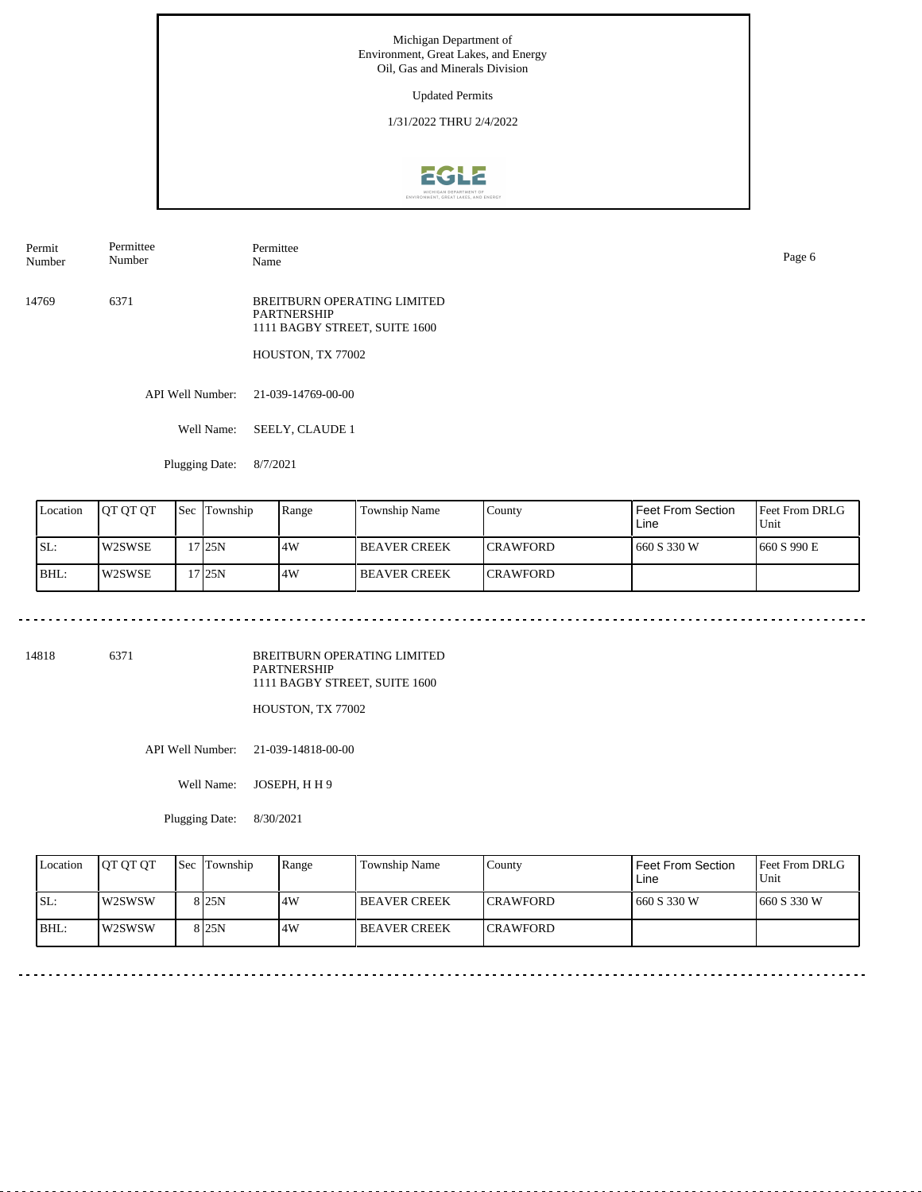Michigan Department of Environment, Great Lakes, and Energy
Oil, Gas and Minerals Division

Updated Permits

1/31/2022 THRU 2/4/2022

| Permit Number | Permittee Number | Permittee Name |
|---|---|---|
| 14769 | 6371 | BREITBURN OPERATING LIMITED PARTNERSHIP<br>1111 BAGBY STREET, SUITE 1600<br>HOUSTON, TX 77002 |

API Well Number: 21-039-14769-00-00

Well Name: SEELY, CLAUDE 1

Plugging Date: 8/7/2021

| Location | QT QT QT | Sec | Township | Range | Township Name | County | Feet From Section Line | Feet From DRLG Unit |
|---|---|---|---|---|---|---|---|---|
| SL: | W2SWSE | 17 | 25N | 4W | BEAVER CREEK | CRAWFORD | 660 S 330 W | 660 S 990 E |
| BHL: | W2SWSE | 17 | 25N | 4W | BEAVER CREEK | CRAWFORD | | |

---

| Permit Number | Permittee Number | Permittee Name |
|---|---|---|
| 14818 | 6371 | BREITBURN OPERATING LIMITED PARTNERSHIP<br>1111 BAGBY STREET, SUITE 1600<br>HOUSTON, TX 77002 |

API Well Number: 21-039-14818-00-00

Well Name: JOSEPH, H H 9

Plugging Date: 8/30/2021

| Location | QT QT QT | Sec | Township | Range | Township Name | County | Feet From Section Line | Feet From DRLG Unit |
|---|---|---|---|---|---|---|---|---|
| SL: | W2SWSW | 8 | 25N | 4W | BEAVER CREEK | CRAWFORD | 660 S 330 W | 660 S 330 W |
| BHL: | W2SWSW | 8 | 25N | 4W | BEAVER CREEK | CRAWFORD | | |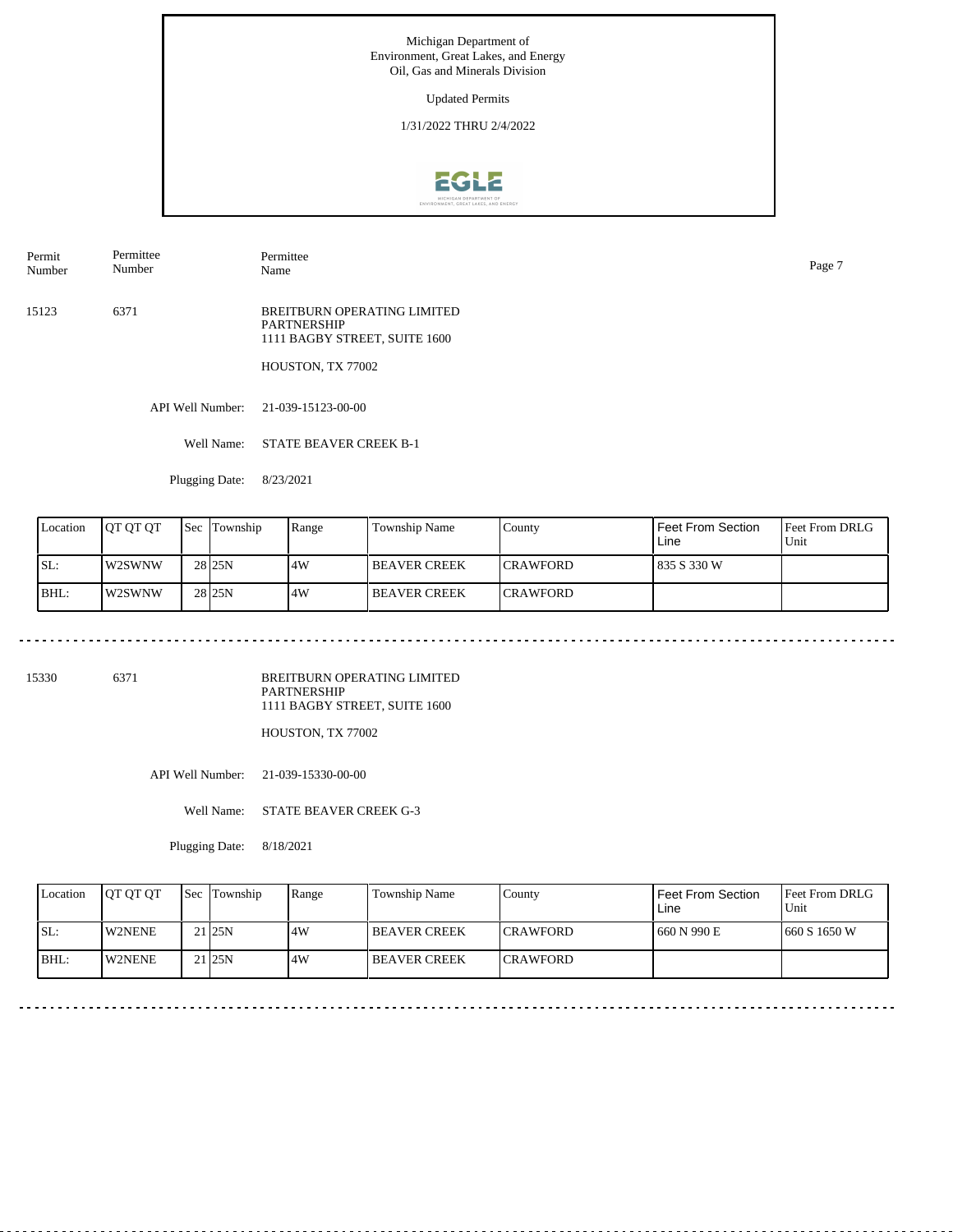Michigan Department of Environment, Great Lakes, and Energy
Oil, Gas and Minerals Division

Updated Permits

1/31/2022 THRU 2/4/2022

| Permit Number | Permittee Number | Permittee Name |
|---|---|---|
| 15123 | 6371 | BREITBURN OPERATING LIMITED PARTNERSHIP<br>1111 BAGBY STREET, SUITE 1600<br>HOUSTON, TX 77002 |

API Well Number: 21-039-15123-00-00

Well Name: STATE BEAVER CREEK B-1

Plugging Date: 8/23/2021

| Location | QT QT QT | Sec | Township | Range | Township Name | County | Feet From Section Line | Feet From DRLG Unit |
|---|---|---|---|---|---|---|---|---|
| SL: | W2SWNW | 28 | 25N | 4W | BEAVER CREEK | CRAWFORD | 835 S 330 W | |
| BHL: | W2SWNW | 28 | 25N | 4W | BEAVER CREEK | CRAWFORD | | |

---

| Permit Number | Permittee Number | Permittee Name |
|---|---|---|
| 15330 | 6371 | BREITBURN OPERATING LIMITED PARTNERSHIP<br>1111 BAGBY STREET, SUITE 1600<br>HOUSTON, TX 77002 |

API Well Number: 21-039-15330-00-00

Well Name: STATE BEAVER CREEK G-3

Plugging Date: 8/18/2021

| Location | QT QT QT | Sec | Township | Range | Township Name | County | Feet From Section Line | Feet From DRLG Unit |
|---|---|---|---|---|---|---|---|---|
| SL: | W2NENE | 21 | 25N | 4W | BEAVER CREEK | CRAWFORD | 660 N 990 E | 660 S 1650 W |
| BHL: | W2NENE | 21 | 25N | 4W | BEAVER CREEK | CRAWFORD | | |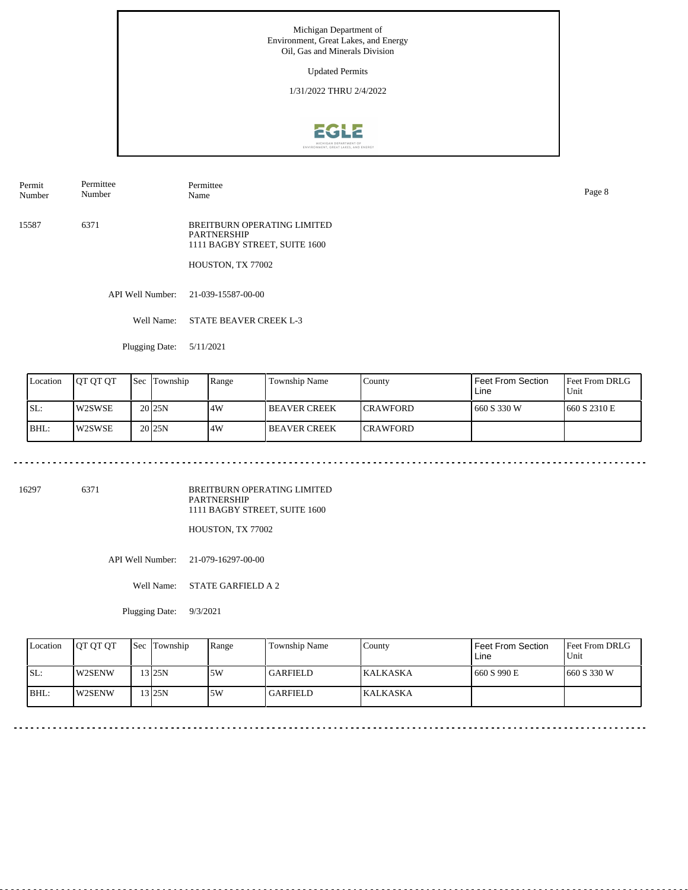Michigan Department of Environment, Great Lakes, and Energy
Oil, Gas and Minerals Division

Updated Permits

1/31/2022 THRU 2/4/2022

| Permit Number | Permittee Number | Permittee Name |
|---|---|---|
| 15587 | 6371 | BREITBURN OPERATING LIMITED PARTNERSHIP<br>1111 BAGBY STREET, SUITE 1600<br>HOUSTON, TX 77002 |

API Well Number: 21-039-15587-00-00

Well Name: STATE BEAVER CREEK L-3

Plugging Date: 5/11/2021

| Location | QT QT QT | Sec | Township | Range | Township Name | County | Feet From Section Line | Feet From DRLG Unit |
|---|---|---|---|---|---|---|---|---|
| SL: | W2SWSE | 20 | 25N | 4W | BEAVER CREEK | CRAWFORD | 660 S 330 W | 660 S 2310 E |
| BHL: | W2SWSE | 20 | 25N | 4W | BEAVER CREEK | CRAWFORD | | |

---

| Permit Number | Permittee Number | Permittee Name |
|---|---|---|
| 16297 | 6371 | BREITBURN OPERATING LIMITED PARTNERSHIP<br>1111 BAGBY STREET, SUITE 1600<br>HOUSTON, TX 77002 |

API Well Number: 21-079-16297-00-00

Well Name: STATE GARFIELD A 2

Plugging Date: 9/3/2021

| Location | QT QT QT | Sec | Township | Range | Township Name | County | Feet From Section Line | Feet From DRLG Unit |
|---|---|---|---|---|---|---|---|---|
| SL: | W2SENW | 13 | 25N | 5W | GARFIELD | KALKASKA | 660 S 990 E | 660 S 330 W |
| BHL: | W2SENW | 13 | 25N | 5W | GARFIELD | KALKASKA | | |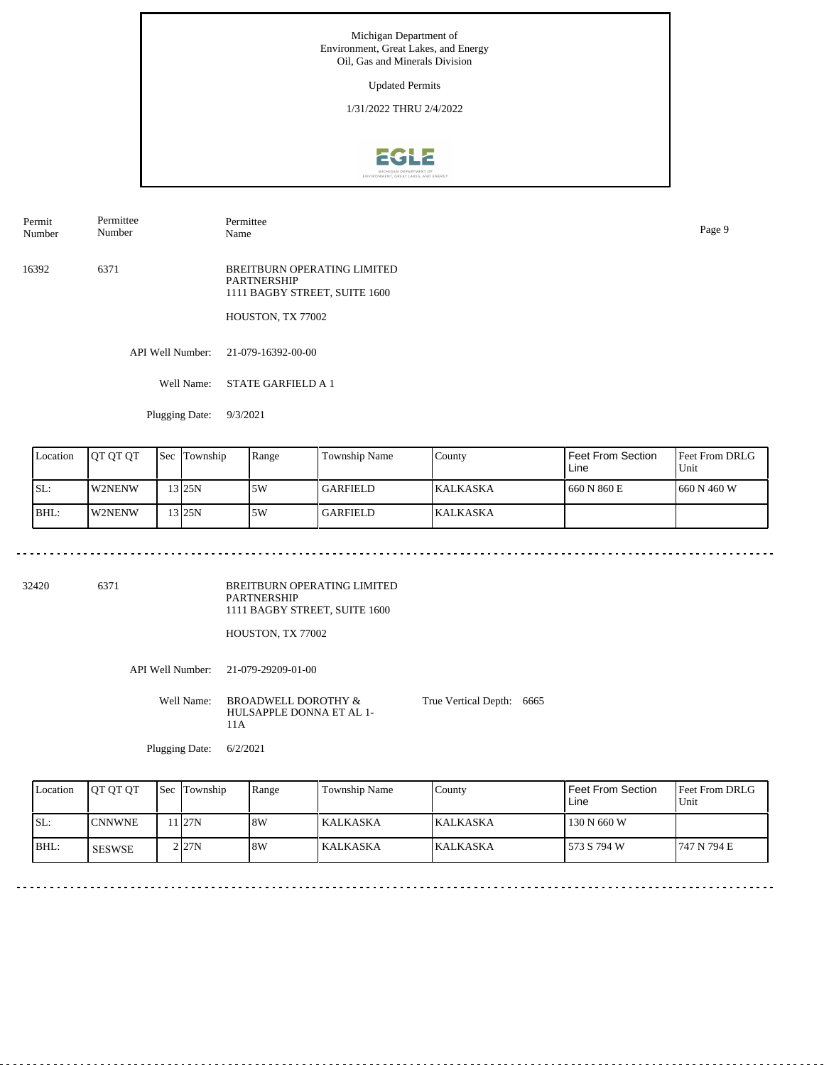Michigan Department of Environment, Great Lakes, and Energy
Oil, Gas and Minerals Division

Updated Permits

1/31/2022 THRU 2/4/2022

| Permit Number | Permittee Number | Permittee Name |
|---|---|---|
| 16392 | 6371 | BREITBURN OPERATING LIMITED PARTNERSHIP<br>1111 BAGBY STREET, SUITE 1600<br>HOUSTON, TX 77002 |

API Well Number: 21-079-16392-00-00

Well Name: STATE GARFIELD A 1

Plugging Date: 9/3/2021

| Location | QT QT QT | Sec | Township | Range | Township Name | County | Feet From Section Line | Feet From DRLG Unit |
|---|---|---|---|---|---|---|---|---|
| SL: | W2NENW | 13 | 25N | 5W | GARFIELD | KALKASKA | 660 N 860 E | 660 N 460 W |
| BHL: | W2NENW | 13 | 25N | 5W | GARFIELD | KALKASKA | | |

---

| Permit Number | Permittee Number | Permittee Name |
|---|---|---|
| 32420 | 6371 | BREITBURN OPERATING LIMITED PARTNERSHIP<br>1111 BAGBY STREET, SUITE 1600<br>HOUSTON, TX 77002 |

API Well Number: 21-079-29209-01-00

Well Name: BROADWELL DOROTHY & HULSAPPLE DONNA ET AL 1-11A

True Vertical Depth: 6665

Plugging Date: 6/2/2021

| Location | QT QT QT | Sec | Township | Range | Township Name | County | Feet From Section Line | Feet From DRLG Unit |
|---|---|---|---|---|---|---|---|---|
| SL: | CNNWNE | 11 | 27N | 8W | KALKASKA | KALKASKA | 130 N 660 W | |
| BHL: | SESWSE | 2 | 27N | 8W | KALKASKA | KALKASKA | 573 S 794 W | 747 N 794 E |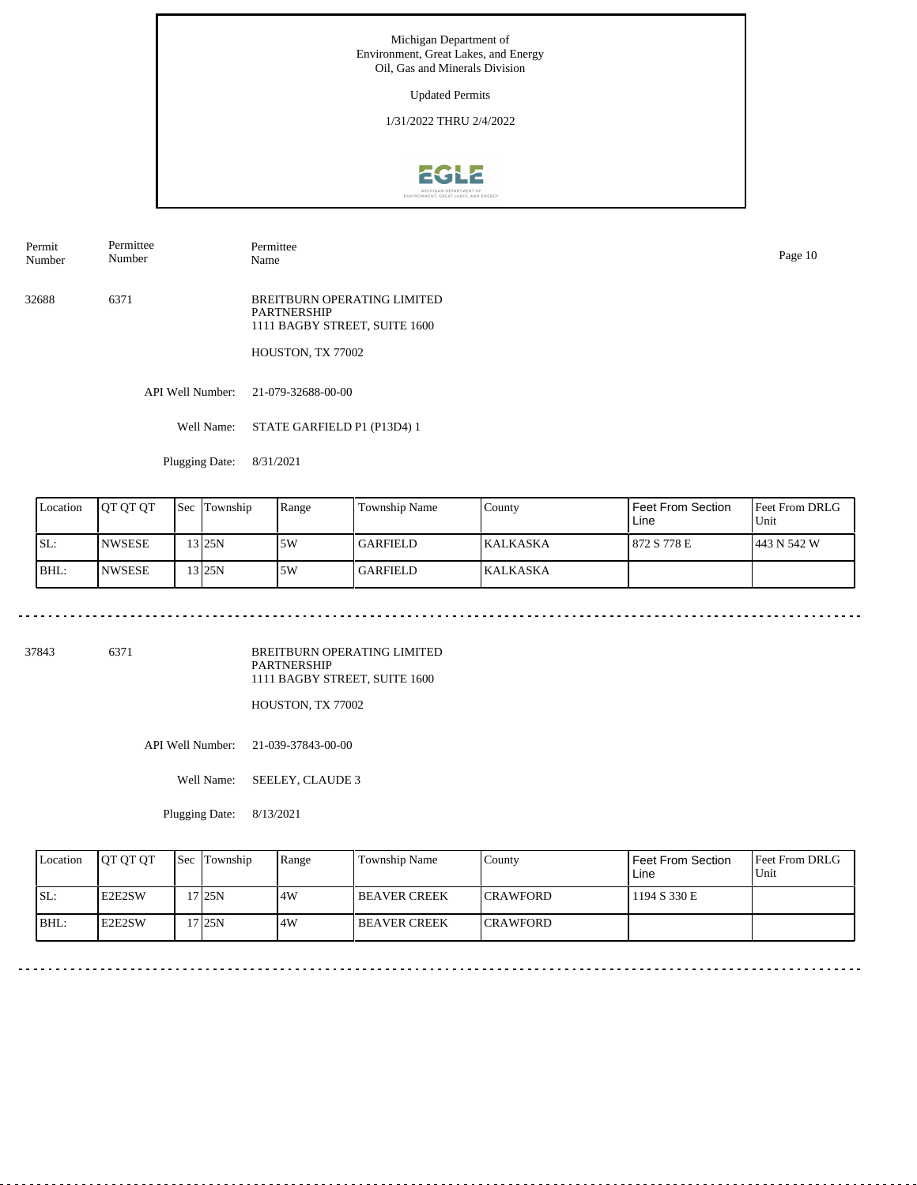Michigan Department of Environment, Great Lakes, and Energy
Oil, Gas and Minerals Division

Updated Permits

1/31/2022 THRU 2/4/2022

| Permit Number | Permittee Number | Permittee Name |
|---|---|---|
| 32688 | 6371 | BREITBURN OPERATING LIMITED PARTNERSHIP<br>1111 BAGBY STREET, SUITE 1600<br>HOUSTON, TX 77002 |

API Well Number: 21-079-32688-00-00

Well Name: STATE GARFIELD P1 (P13D4) 1

Plugging Date: 8/31/2021

| Location | QT QT QT | Sec | Township | Range | Township Name | County | Feet From Section Line | Feet From DRLG Unit |
|---|---|---|---|---|---|---|---|---|
| SL: | NWSESE | 13 | 25N | 5W | GARFIELD | KALKASKA | 872 S 778 E | 443 N 542 W |
| BHL: | NWSESE | 13 | 25N | 5W | GARFIELD | KALKASKA | | |

---

| Permit Number | Permittee Number | Permittee Name |
|---|---|---|
| 37843 | 6371 | BREITBURN OPERATING LIMITED PARTNERSHIP<br>1111 BAGBY STREET, SUITE 1600<br>HOUSTON, TX 77002 |

API Well Number: 21-039-37843-00-00

Well Name: SEELEY, CLAUDE 3

Plugging Date: 8/13/2021

| Location | QT QT QT | Sec | Township | Range | Township Name | County | Feet From Section Line | Feet From DRLG Unit |
|---|---|---|---|---|---|---|---|---|
| SL: | E2E2SW | 17 | 25N | 4W | BEAVER CREEK | CRAWFORD | 1194 S 330 E | |
| BHL: | E2E2SW | 17 | 25N | 4W | BEAVER CREEK | CRAWFORD | | |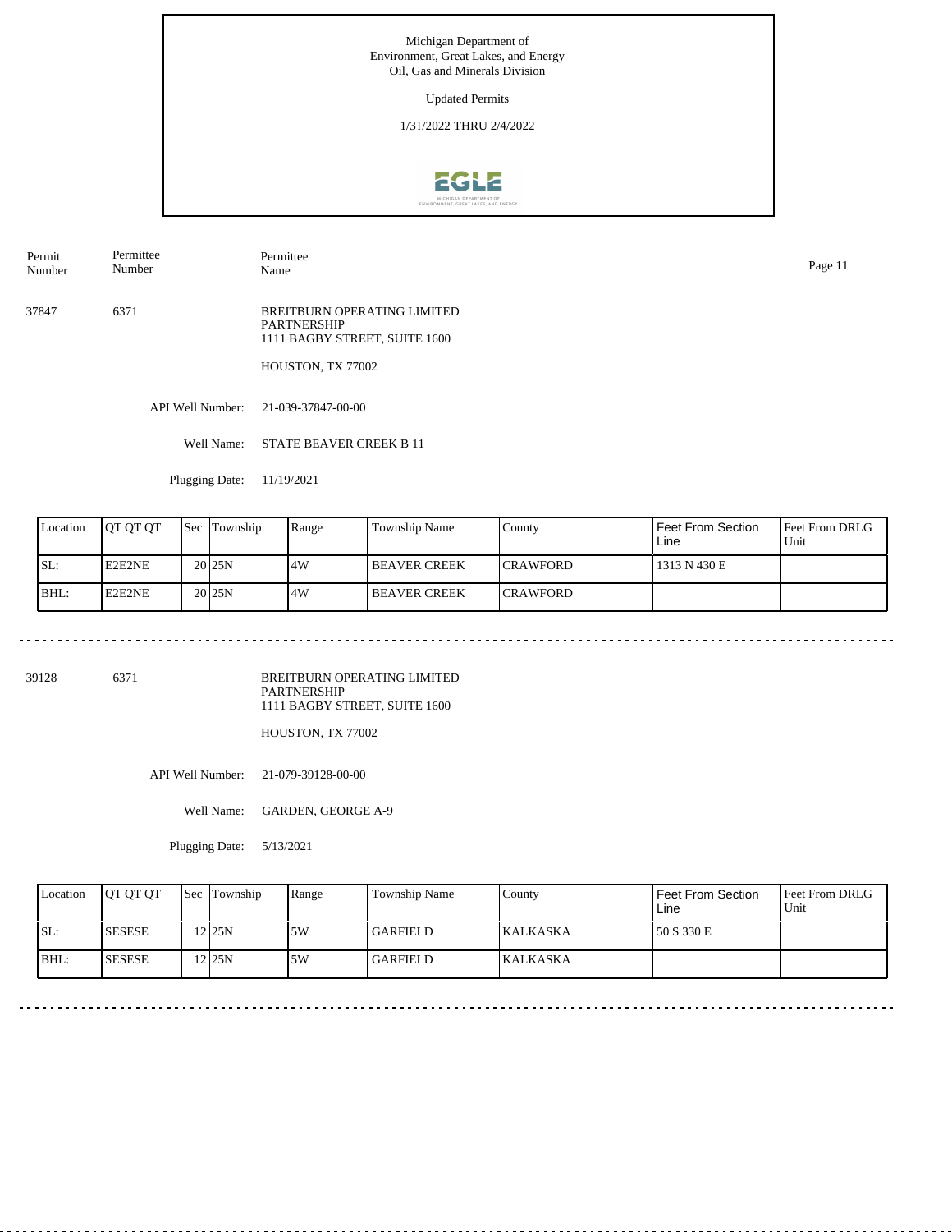Michigan Department of Environment, Great Lakes, and Energy
Oil, Gas and Minerals Division

Updated Permits

1/31/2022 THRU 2/4/2022

| Permit Number | Permittee Number | Permittee Name |
|---|---|---|
| 37847 | 6371 | BREITBURN OPERATING LIMITED PARTNERSHIP<br>1111 BAGBY STREET, SUITE 1600<br>HOUSTON, TX 77002 |

API Well Number: 21-039-37847-00-00

Well Name: STATE BEAVER CREEK B 11

Plugging Date: 11/19/2021

| Location | QT QT QT | Sec | Township | Range | Township Name | County | Feet From Section Line | Feet From DRLG Unit |
|---|---|---|---|---|---|---|---|---|
| SL: | E2E2NE | 20 | 25N | 4W | BEAVER CREEK | CRAWFORD | 1313 N 430 E | |
| BHL: | E2E2NE | 20 | 25N | 4W | BEAVER CREEK | CRAWFORD | | |

---

| Permit Number | Permittee Number | Permittee Name |
|---|---|---|
| 39128 | 6371 | BREITBURN OPERATING LIMITED PARTNERSHIP<br>1111 BAGBY STREET, SUITE 1600<br>HOUSTON, TX 77002 |

API Well Number: 21-079-39128-00-00

Well Name: GARDEN, GEORGE A-9

Plugging Date: 5/13/2021

| Location | QT QT QT | Sec | Township | Range | Township Name | County | Feet From Section Line | Feet From DRLG Unit |
|---|---|---|---|---|---|---|---|---|
| SL: | SESESE | 12 | 25N | 5W | GARFIELD | KALKASKA | 50 S 330 E | |
| BHL: | SESESE | 12 | 25N | 5W | GARFIELD | KALKASKA | | |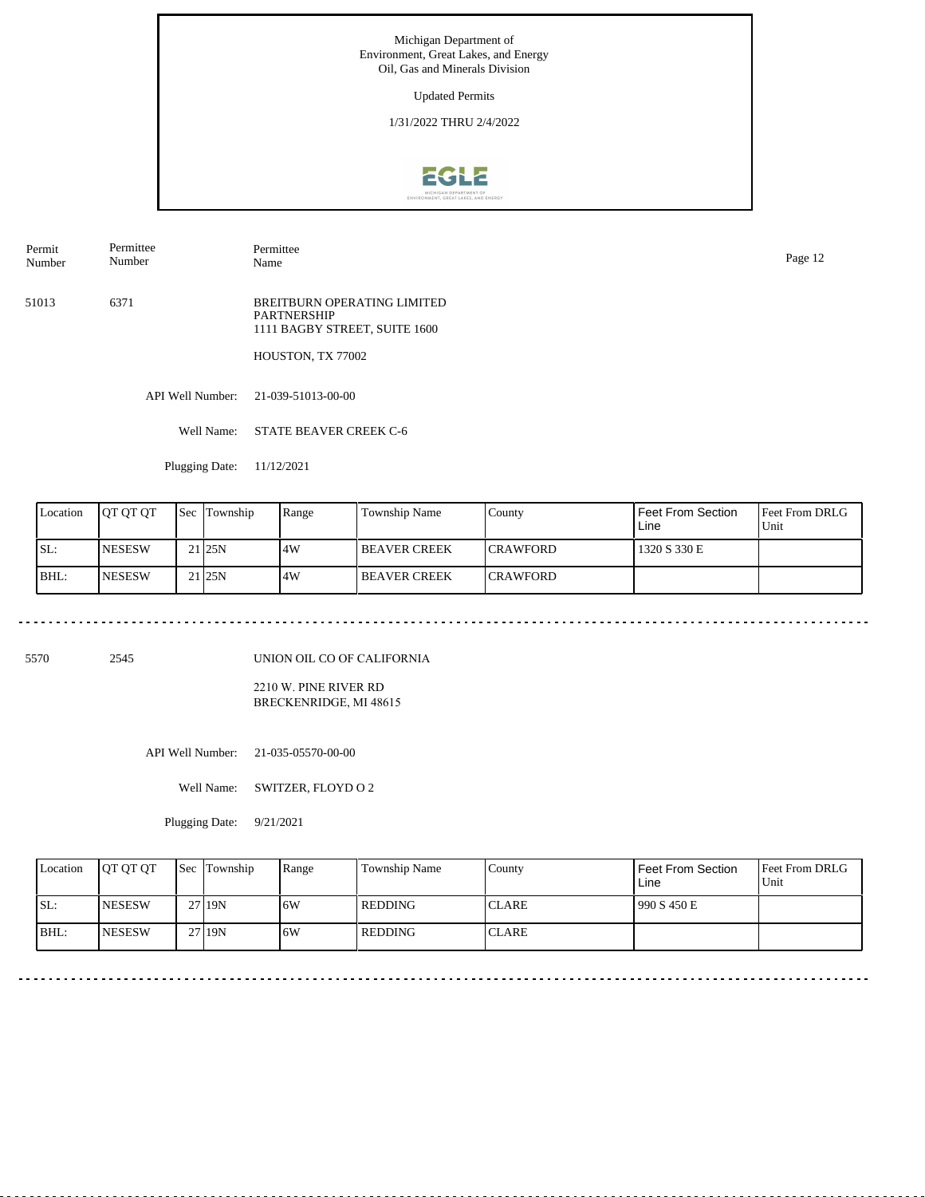Michigan Department of
Environment, Great Lakes, and Energy
Oil, Gas and Minerals Division

Updated Permits

1/31/2022 THRU 2/4/2022

| Permit Number | Permittee Number | Permittee Name |
|---|---|---|
| 51013 | 6371 | BREITBURN OPERATING LIMITED PARTNERSHIP<br>1111 BAGBY STREET, SUITE 1600<br><br>HOUSTON, TX 77002 |

API Well Number: 21-039-51013-00-00

Well Name: STATE BEAVER CREEK C-6

Plugging Date: 11/12/2021

| Location | QT QT QT | Sec | Township | Range | Township Name | County | Feet From Section Line | Feet From DRLG Unit |
|---|---|---|---|---|---|---|---|---|
| SL: | NESESW | 21 | 25N | 4W | BEAVER CREEK | CRAWFORD | 1320 S 330 E | |
| BHL: | NESESW | 21 | 25N | 4W | BEAVER CREEK | CRAWFORD | | |

---

| Permit Number | Permittee Number | Permittee Name |
|---|---|---|
| 5570 | 2545 | UNION OIL CO OF CALIFORNIA<br><br>2210 W. PINE RIVER RD<br>BRECKENRIDGE, MI 48615 |

API Well Number: 21-035-05570-00-00

Well Name: SWITZER, FLOYD O 2

Plugging Date: 9/21/2021

| Location | QT QT QT | Sec | Township | Range | Township Name | County | Feet From Section Line | Feet From DRLG Unit |
|---|---|---|---|---|---|---|---|---|
| SL: | NESESW | 27 | 19N | 6W | REDDING | CLARE | 990 S 450 E | |
| BHL: | NESESW | 27 | 19N | 6W | REDDING | CLARE | | |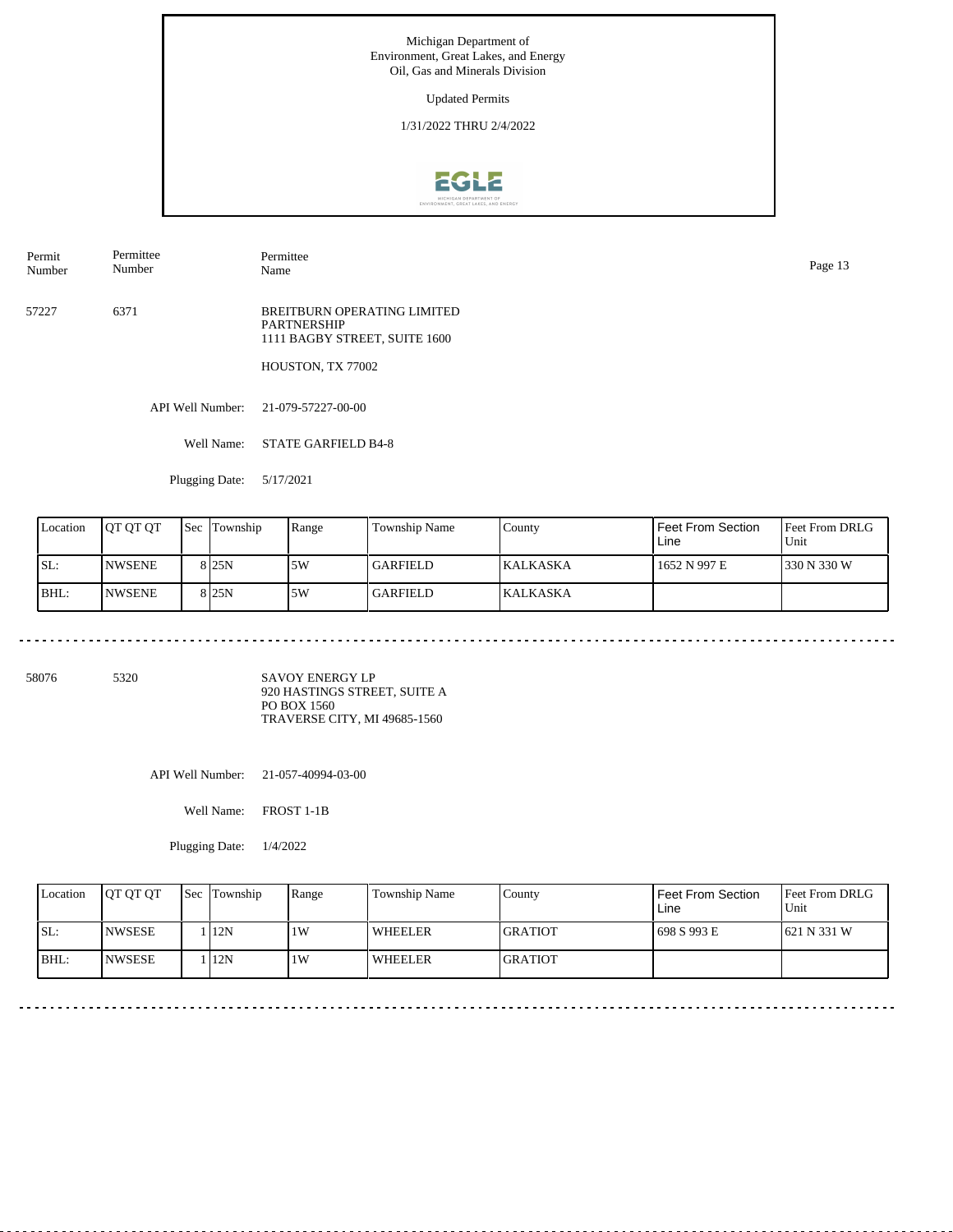Michigan Department of Environment, Great Lakes, and Energy
Oil, Gas and Minerals Division

Updated Permits

1/31/2022 THRU 2/4/2022

| Permit Number | Permittee Number | Permittee Name |
|---|---|---|
| 57227 | 6371 | BREITBURN OPERATING LIMITED PARTNERSHIP<br>1111 BAGBY STREET, SUITE 1600<br>HOUSTON, TX 77002 |

API Well Number: 21-079-57227-00-00

Well Name: STATE GARFIELD B4-8

Plugging Date: 5/17/2021

| Location | QT QT QT | Sec | Township | Range | Township Name | County | Feet From Section Line | Feet From DRLG Unit |
|---|---|---|---|---|---|---|---|---|
| SL: | NWSENE | 8 | 25N | 5W | GARFIELD | KALKASKA | 1652 N 997 E | 330 N 330 W |
| BHL: | NWSENE | 8 | 25N | 5W | GARFIELD | KALKASKA | | |

---

| Permit Number | Permittee Number | Permittee Name |
|---|---|---|
| 58076 | 5320 | SAVOY ENERGY LP<br>920 HASTINGS STREET, SUITE A<br>PO BOX 1560<br>TRAVERSE CITY, MI 49685-1560 |

API Well Number: 21-057-40994-03-00

Well Name: FROST 1-1B

Plugging Date: 1/4/2022

| Location | QT QT QT | Sec | Township | Range | Township Name | County | Feet From Section Line | Feet From DRLG Unit |
|---|---|---|---|---|---|---|---|---|
| SL: | NWSESE | 1 | 12N | 1W | WHEELER | GRATIOT | 698 S 993 E | 621 N 331 W |
| BHL: | NWSESE | 1 | 12N | 1W | WHEELER | GRATIOT | | |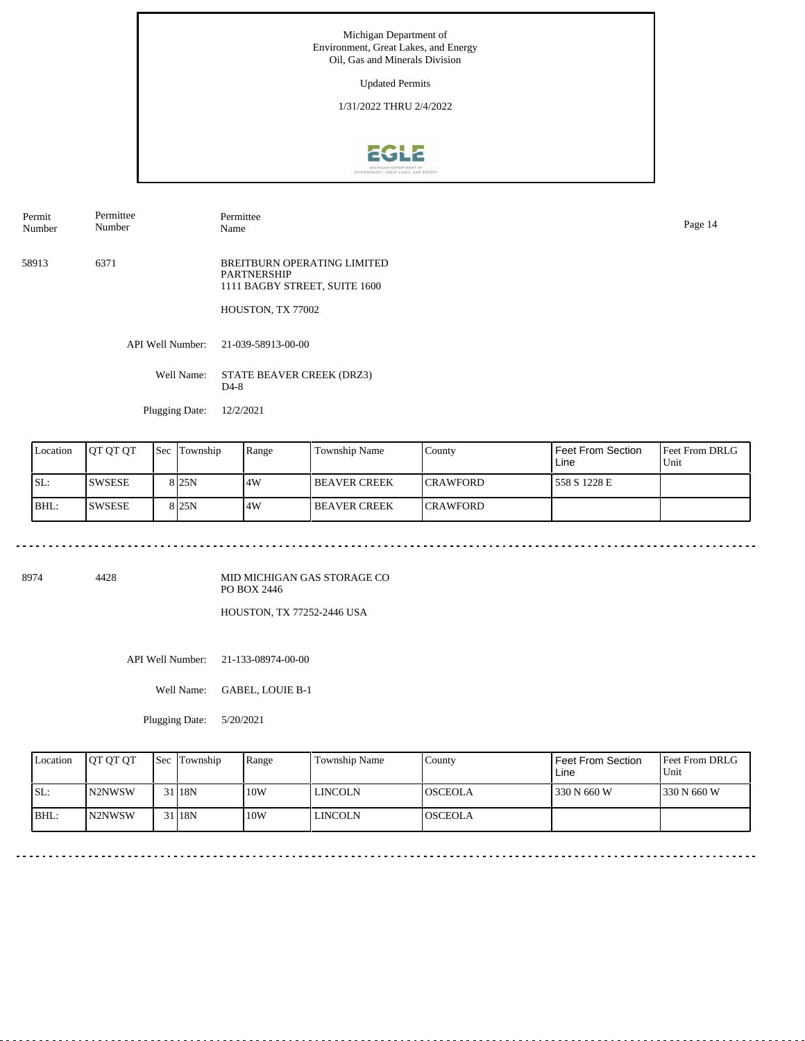Michigan Department of Environment, Great Lakes, and Energy
Oil, Gas and Minerals Division

Updated Permits

1/31/2022 THRU 2/4/2022

| Permit Number | Permittee Number | Permittee Name |
|---|---|---|
| 58913 | 6371 | BREITBURN OPERATING LIMITED PARTNERSHIP<br>1111 BAGBY STREET, SUITE 1600<br><br>HOUSTON, TX 77002 |

API Well Number: 21-039-58913-00-00

Well Name: STATE BEAVER CREEK (DRZ3) D4-8

Plugging Date: 12/2/2021

| Location | QT QT QT | Sec | Township | Range | Township Name | County | Feet From Section Line | Feet From DRLG Unit |
|---|---|---|---|---|---|---|---|---|
| SL: | SWSESE | 8 | 25N | 4W | BEAVER CREEK | CRAWFORD | 558 S 1228 E | |
| BHL: | SWSESE | 8 | 25N | 4W | BEAVER CREEK | CRAWFORD | | |

---

| Permit Number | Permittee Number | Permittee Name |
|---|---|---|
| 8974 | 4428 | MID MICHIGAN GAS STORAGE CO<br>PO BOX 2446<br><br>HOUSTON, TX 77252-2446 USA |

API Well Number: 21-133-08974-00-00

Well Name: GABEL, LOUIE B-1

Plugging Date: 5/20/2021

| Location | QT QT QT | Sec | Township | Range | Township Name | County | Feet From Section Line | Feet From DRLG Unit |
|---|---|---|---|---|---|---|---|---|
| SL: | N2NWSW | 31 | 18N | 10W | LINCOLN | OSCEOLA | 330 N 660 W | 330 N 660 W |
| BHL: | N2NWSW | 31 | 18N | 10W | LINCOLN | OSCEOLA | | |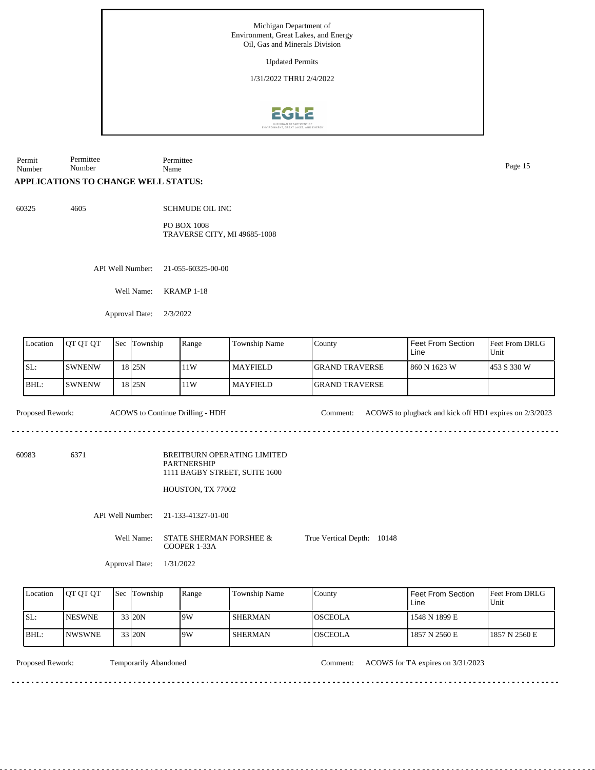Michigan Department of
Environment, Great Lakes, and Energy
Oil, Gas and Minerals Division

Updated Permits

1/31/2022 THRU 2/4/2022

| Permit Number | Permittee Number | Permittee Name |
|---|---|---|

## APPLICATIONS TO CHANGE WELL STATUS:

**60325** &nbsp; **4605** &nbsp; SCHMUDE OIL INC

PO BOX 1008
TRAVERSE CITY, MI 49685-1008

API Well Number: 21-055-60325-00-00

Well Name: KRAMP 1-18

Approval Date: 2/3/2022

| Location | QT QT QT | Sec | Township | Range | Township Name | County | Feet From Section Line | Feet From DRLG Unit |
|---|---|---|---|---|---|---|---|---|
| SL: | SWNENW | 18 | 25N | 11W | MAYFIELD | GRAND TRAVERSE | 860 N 1623 W | 453 S 330 W |
| BHL: | SWNENW | 18 | 25N | 11W | MAYFIELD | GRAND TRAVERSE | | |

Proposed Rework: ACOWS to Continue Drilling - HDH

Comment: ACOWS to plugback and kick off HD1 expires on 2/3/2023

---

**60983** &nbsp; **6371** &nbsp; BREITBURN OPERATING LIMITED PARTNERSHIP

1111 BAGBY STREET, SUITE 1600

HOUSTON, TX 77002

API Well Number: 21-133-41327-01-00

Well Name: STATE SHERMAN FORSHEE & COOPER 1-33A

True Vertical Depth: 10148

Approval Date: 1/31/2022

| Location | QT QT QT | Sec | Township | Range | Township Name | County | Feet From Section Line | Feet From DRLG Unit |
|---|---|---|---|---|---|---|---|---|
| SL: | NESWNE | 33 | 20N | 9W | SHERMAN | OSCEOLA | 1548 N 1899 E | |
| BHL: | NWSWNE | 33 | 20N | 9W | SHERMAN | OSCEOLA | 1857 N 2560 E | 1857 N 2560 E |

Proposed Rework: Temporarily Abandoned

Comment: ACOWS for TA expires on 3/31/2023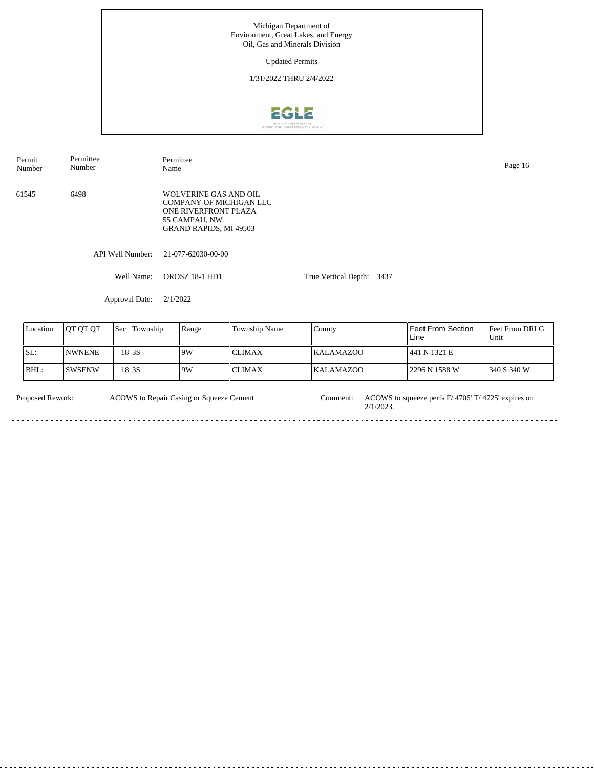Michigan Department of
Environment, Great Lakes, and Energy
Oil, Gas and Minerals Division

Updated Permits

1/31/2022 THRU 2/4/2022

| Permit Number | Permittee Number | Permittee Name |
|---|---|---|
| 61545 | 6498 | WOLVERINE GAS AND OIL COMPANY OF MICHIGAN LLC<br>ONE RIVERFRONT PLAZA<br>55 CAMPAU, NW<br>GRAND RAPIDS, MI 49503 |

API Well Number: 21-077-62030-00-00

Well Name: OROSZ 18-1 HD1

True Vertical Depth: 3437

Approval Date: 2/1/2022

| Location | QT QT QT | Sec | Township | Range | Township Name | County | Feet From Section Line | Feet From DRLG Unit |
|---|---|---|---|---|---|---|---|---|
| SL: | NWNENE | 18 | 3S | 9W | CLIMAX | KALAMAZOO | 441 N 1321 E | |
| BHL: | SWSENW | 18 | 3S | 9W | CLIMAX | KALAMAZOO | 2296 N 1588 W | 340 S 340 W |

Proposed Rework: ACOWS to Repair Casing or Squeeze Cement

Comment: ACOWS to squeeze perfs F/ 4705' T/ 4725' expires on 2/1/2023.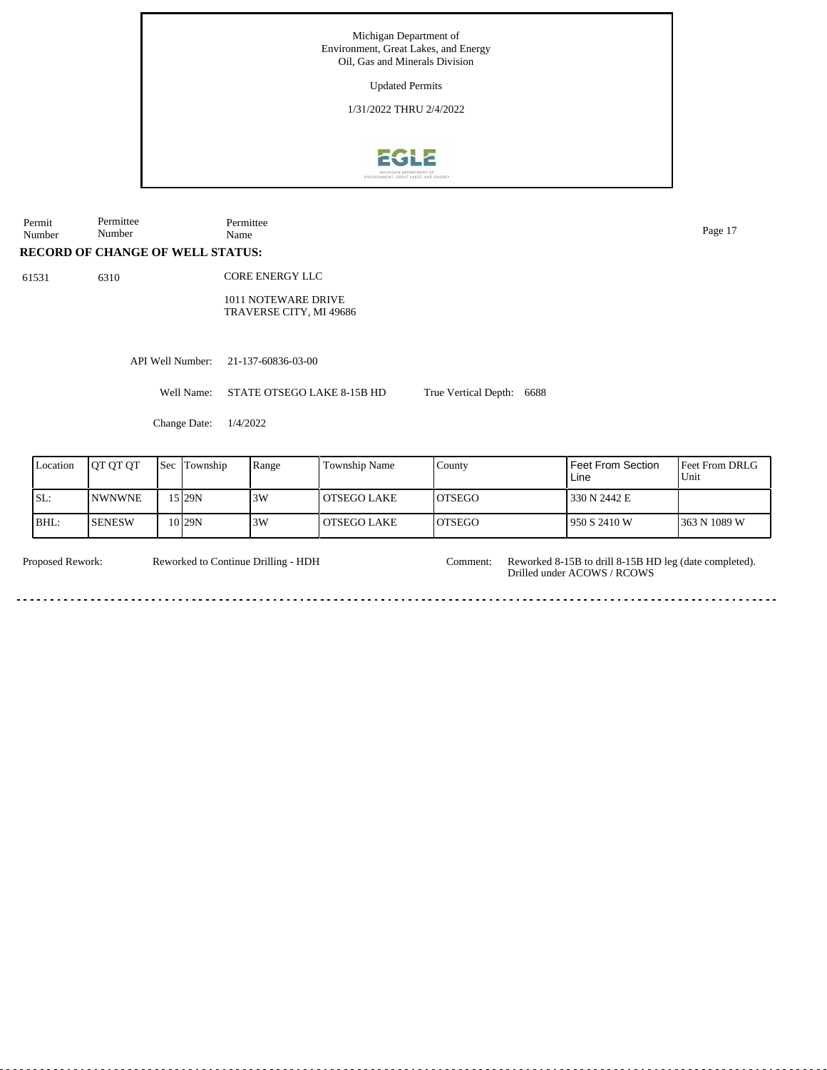Michigan Department of
Environment, Great Lakes, and Energy
Oil, Gas and Minerals Division

Updated Permits

1/31/2022 THRU 2/4/2022

| Permit Number | Permittee Number | Permittee Name |
|---|---|---|

**RECORD OF CHANGE OF WELL STATUS:**

61531 6310 CORE ENERGY LLC

1011 NOTEWARE DRIVE
TRAVERSE CITY, MI 49686

API Well Number: 21-137-60836-03-00

Well Name: STATE OTSEGO LAKE 8-15B HD True Vertical Depth: 6688

Change Date: 1/4/2022

| Location | QT QT QT | Sec | Township | Range | Township Name | County | Feet From Section Line | Feet From DRLG Unit |
|---|---|---|---|---|---|---|---|---|
| SL: | NWNWNE | 15 | 29N | 3W | OTSEGO LAKE | OTSEGO | 330 N 2442 E | |
| BHL: | SENESW | 10 | 29N | 3W | OTSEGO LAKE | OTSEGO | 950 S 2410 W | 363 N 1089 W |

Proposed Rework: Reworked to Continue Drilling - HDH

Comment: Reworked 8-15B to drill 8-15B HD leg (date completed). Drilled under ACOWS / RCOWS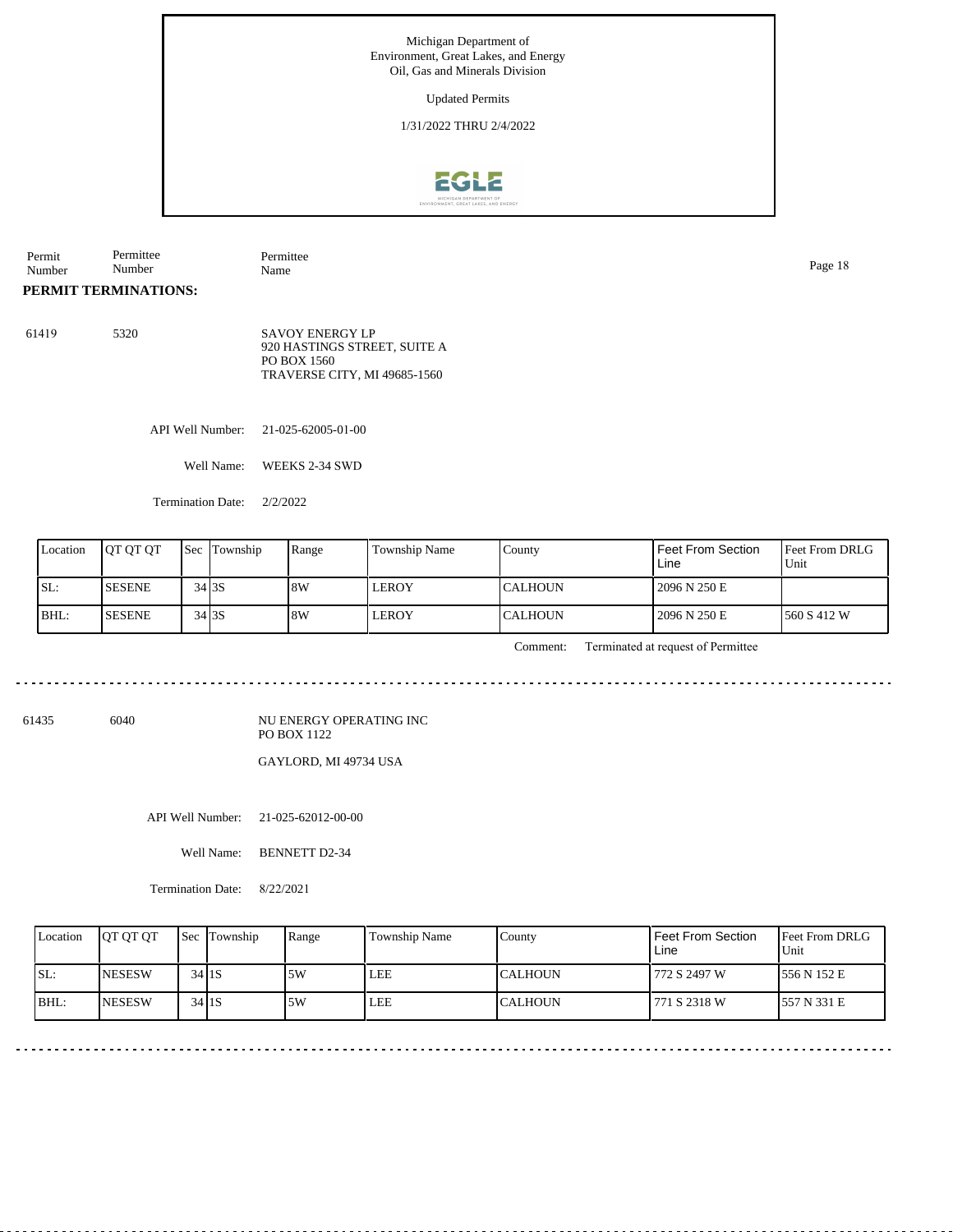Michigan Department of
Environment, Great Lakes, and Energy
Oil, Gas and Minerals Division

Updated Permits

1/31/2022 THRU 2/4/2022

| Permit Number | Permittee Number | Permittee Name |
|---|---|---|

**PERMIT TERMINATIONS:**

61419 5320 SAVOY ENERGY LP
920 HASTINGS STREET, SUITE A
PO BOX 1560
TRAVERSE CITY, MI 49685-1560

API Well Number: 21-025-62005-01-00

Well Name: WEEKS 2-34 SWD

Termination Date: 2/2/2022

| Location | QT QT QT | Sec | Township | Range | Township Name | County | Feet From Section Line | Feet From DRLG Unit |
|---|---|---|---|---|---|---|---|---|
| SL: | SESENE | 34 | 3S | 8W | LEROY | CALHOUN | 2096 N 250 E | |
| BHL: | SESENE | 34 | 3S | 8W | LEROY | CALHOUN | 2096 N 250 E | 560 S 412 W |

Comment: Terminated at request of Permittee

---

61435 6040 NU ENERGY OPERATING INC
PO BOX 1122
GAYLORD, MI 49734 USA

API Well Number: 21-025-62012-00-00

Well Name: BENNETT D2-34

Termination Date: 8/22/2021

| Location | QT QT QT | Sec | Township | Range | Township Name | County | Feet From Section Line | Feet From DRLG Unit |
|---|---|---|---|---|---|---|---|---|
| SL: | NESESW | 34 | 1S | 5W | LEE | CALHOUN | 772 S 2497 W | 556 N 152 E |
| BHL: | NESESW | 34 | 1S | 5W | LEE | CALHOUN | 771 S 2318 W | 557 N 331 E |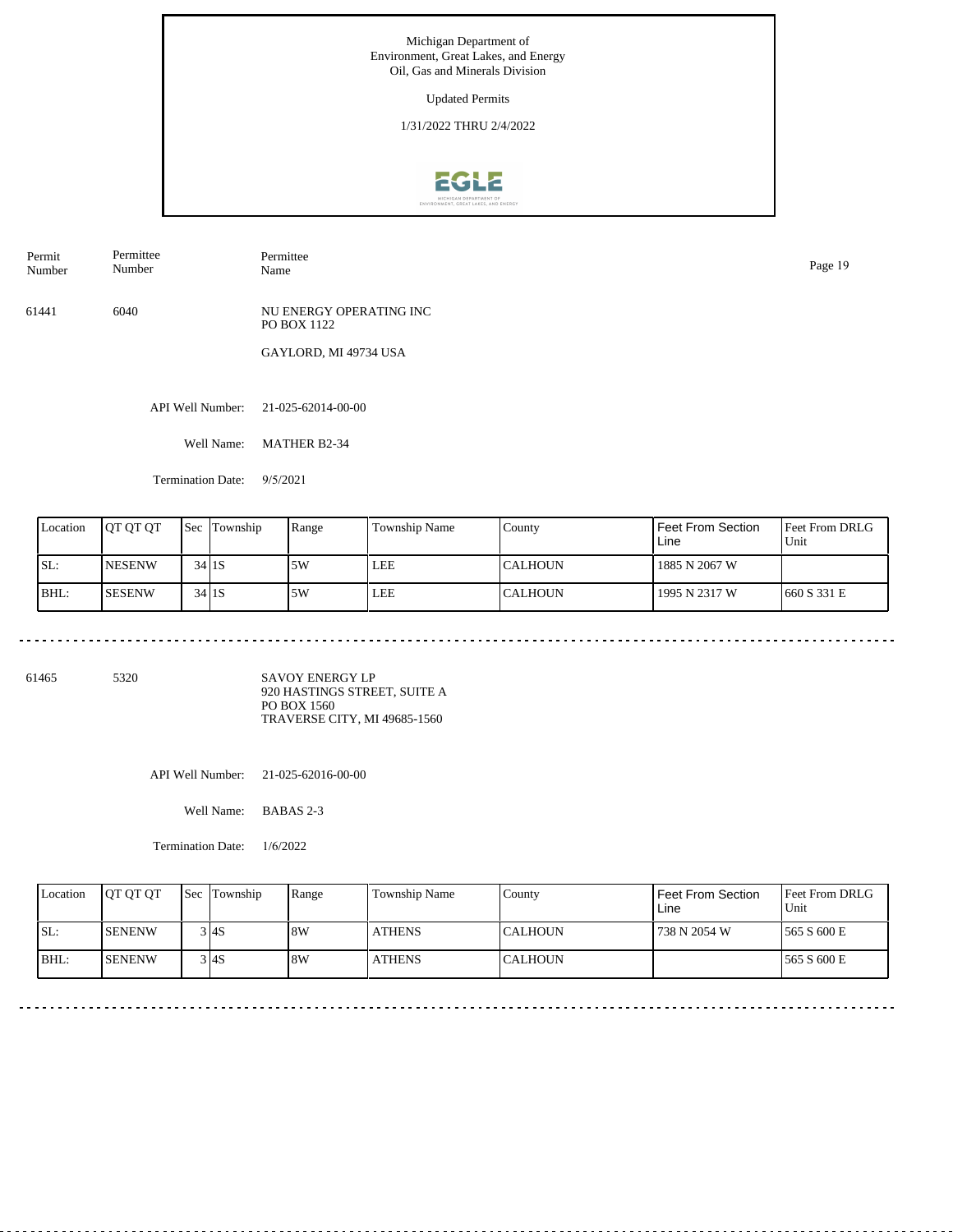Michigan Department of Environment, Great Lakes, and Energy
Oil, Gas and Minerals Division

Updated Permits

1/31/2022 THRU 2/4/2022

| Permit Number | Permittee Number | Permittee Name |
|---|---|---|
| 61441 | 6040 | NU ENERGY OPERATING INC<br>PO BOX 1122<br><br>GAYLORD, MI 49734 USA |

API Well Number: 21-025-62014-00-00

Well Name: MATHER B2-34

Termination Date: 9/5/2021

| Location | QT QT QT | Sec | Township | Range | Township Name | County | Feet From Section Line | Feet From DRLG Unit |
|---|---|---|---|---|---|---|---|---|
| SL: | NESENW | 34 | 1S | 5W | LEE | CALHOUN | 1885 N 2067 W | |
| BHL: | SESENW | 34 | 1S | 5W | LEE | CALHOUN | 1995 N 2317 W | 660 S 331 E |

---

| Permit Number | Permittee Number | Permittee Name |
|---|---|---|
| 61465 | 5320 | SAVOY ENERGY LP<br>920 HASTINGS STREET, SUITE A<br>PO BOX 1560<br>TRAVERSE CITY, MI 49685-1560 |

API Well Number: 21-025-62016-00-00

Well Name: BABAS 2-3

Termination Date: 1/6/2022

| Location | QT QT QT | Sec | Township | Range | Township Name | County | Feet From Section Line | Feet From DRLG Unit |
|---|---|---|---|---|---|---|---|---|
| SL: | SENENW | 3 | 4S | 8W | ATHENS | CALHOUN | 738 N 2054 W | 565 S 600 E |
| BHL: | SENENW | 3 | 4S | 8W | ATHENS | CALHOUN | | 565 S 600 E |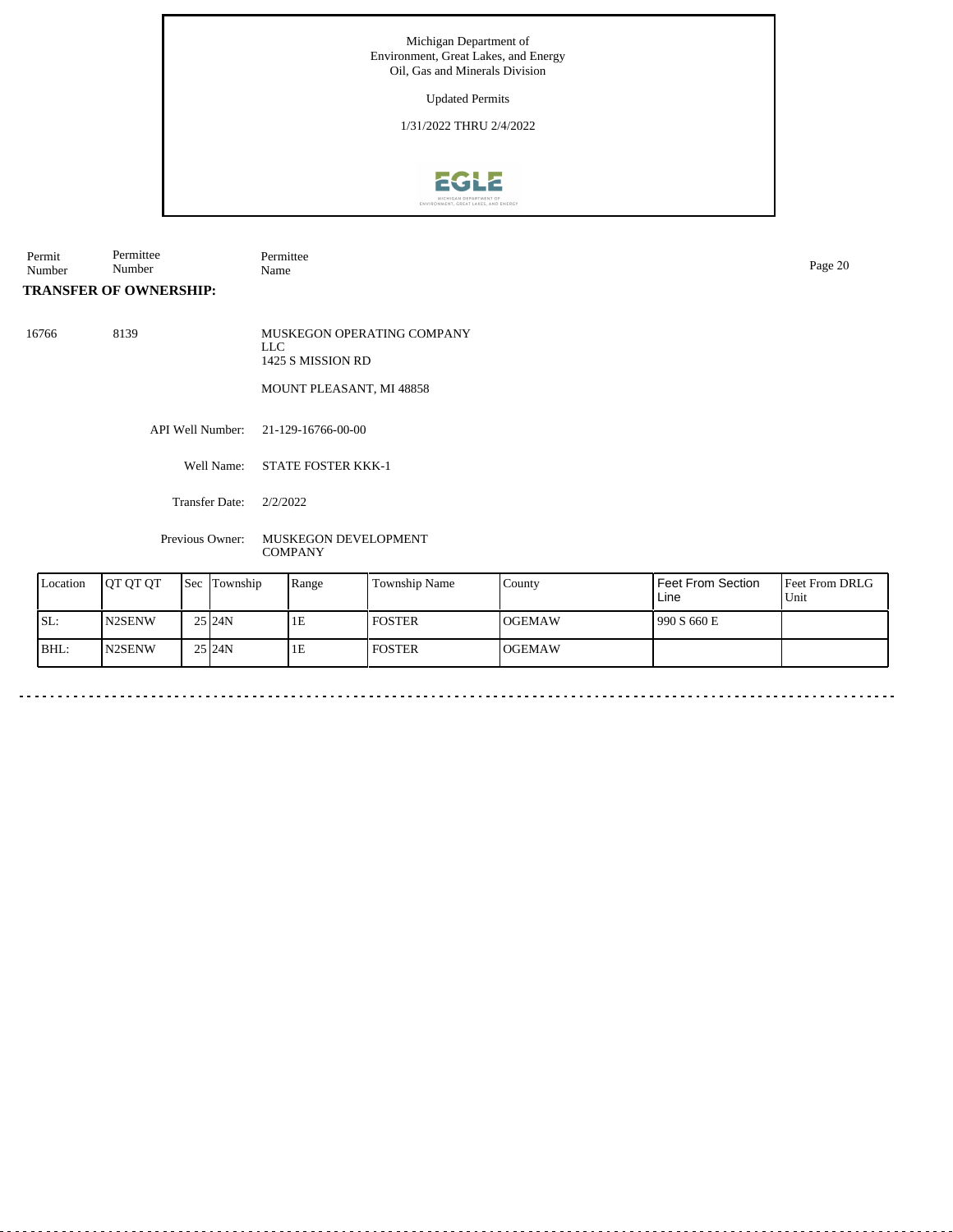Michigan Department of Environment, Great Lakes, and Energy
Oil, Gas and Minerals Division

Updated Permits

1/31/2022 THRU 2/4/2022

| Permit Number | Permittee Number | Permittee Name |
|---|---|---|

**TRANSFER OF OWNERSHIP:**

| | | |
|---|---|---|
| 16766 | 8139 | MUSKEGON OPERATING COMPANY LLC<br>1425 S MISSION RD<br><br>MOUNT PLEASANT, MI 48858 |

API Well Number: 21-129-16766-00-00

Well Name: STATE FOSTER KKK-1

Transfer Date: 2/2/2022

Previous Owner: MUSKEGON DEVELOPMENT COMPANY

| Location | QT QT QT | Sec | Township | Range | Township Name | County | Feet From Section Line | Feet From DRLG Unit |
|---|---|---|---|---|---|---|---|---|
| SL: | N2SENW | 25 | 24N | 1E | FOSTER | OGEMAW | 990 S 660 E | |
| BHL: | N2SENW | 25 | 24N | 1E | FOSTER | OGEMAW | | |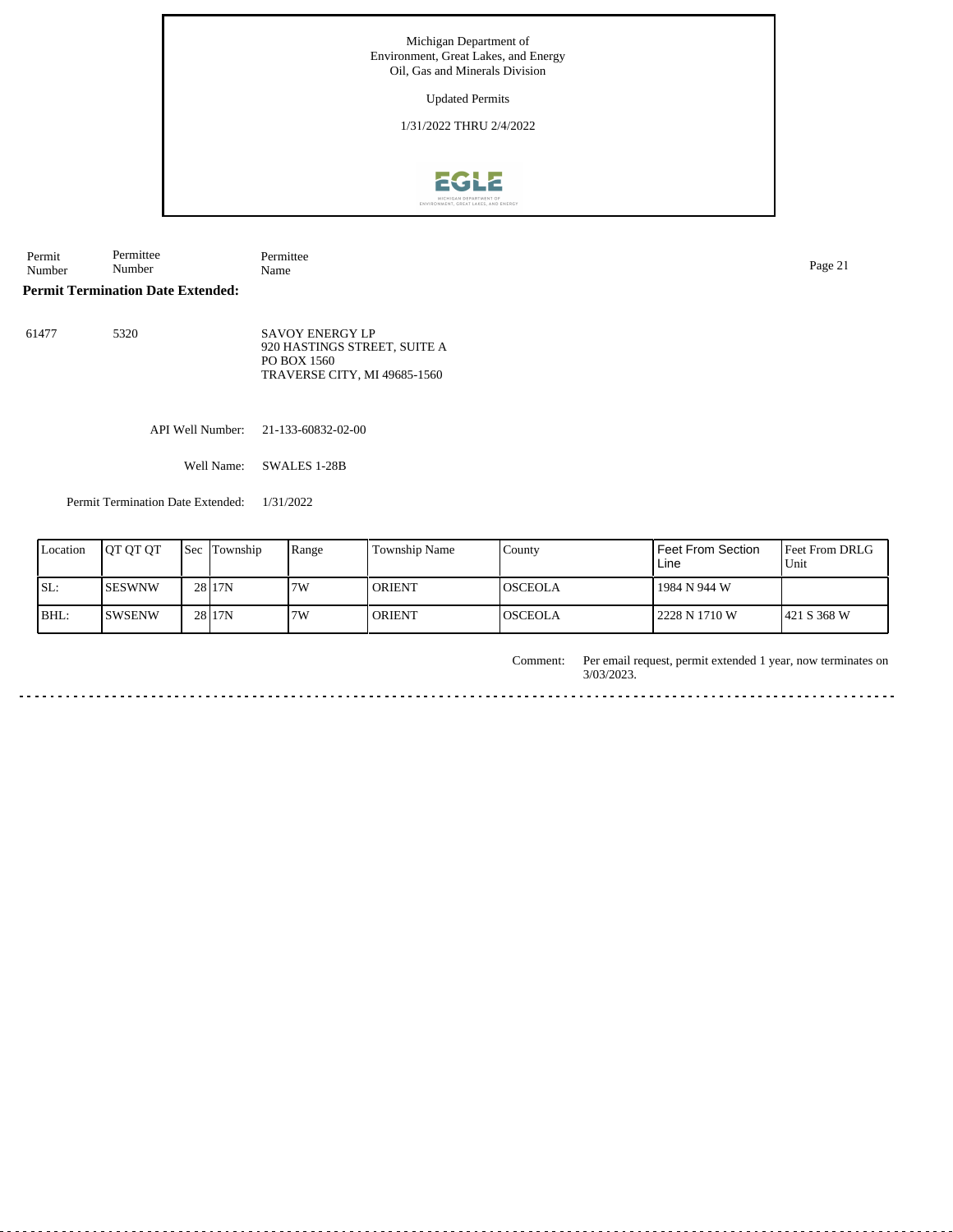Michigan Department of
Environment, Great Lakes, and Energy
Oil, Gas and Minerals Division

Updated Permits

1/31/2022 THRU 2/4/2022

| Permit Number | Permittee Number | Permittee Name |
|---|---|---|

**Permit Termination Date Extended:**

61477 5320 SAVOY ENERGY LP
920 HASTINGS STREET, SUITE A
PO BOX 1560
TRAVERSE CITY, MI 49685-1560

API Well Number: 21-133-60832-02-00

Well Name: SWALES 1-28B

Permit Termination Date Extended: 1/31/2022

| Location | QT QT QT | Sec | Township | Range | Township Name | County | Feet From Section Line | Feet From DRLG Unit |
|---|---|---|---|---|---|---|---|---|
| SL: | SESWNW | 28 | 17N | 7W | ORIENT | OSCEOLA | 1984 N 944 W | |
| BHL: | SWSENW | 28 | 17N | 7W | ORIENT | OSCEOLA | 2228 N 1710 W | 421 S 368 W |

Comment: Per email request, permit extended 1 year, now terminates on 3/03/2023.